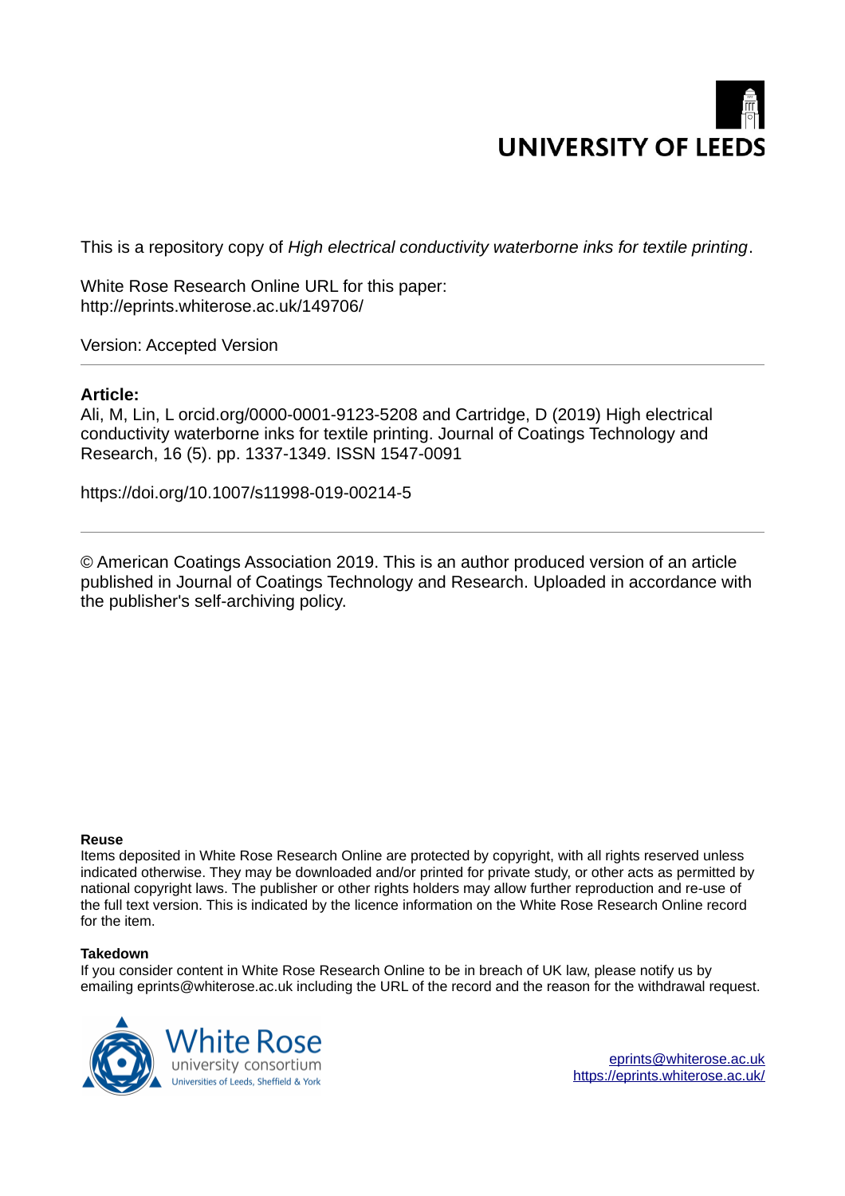UNIVERSITY OF LEEDS

This is a repository copy of *High electrical conductivity waterborne inks for textile printing*.

White Rose Research Online URL for this paper:
http://eprints.whiterose.ac.uk/149706/

Version: Accepted Version

---

**Article:**

Ali, M, Lin, L orcid.org/0000-0001-9123-5208 and Cartridge, D (2019) High electrical conductivity waterborne inks for textile printing. Journal of Coatings Technology and Research, 16 (5). pp. 1337-1349. ISSN 1547-0091

https://doi.org/10.1007/s11998-019-00214-5

---

© American Coatings Association 2019. This is an author produced version of an article published in Journal of Coatings Technology and Research. Uploaded in accordance with the publisher's self-archiving policy.

**Reuse**

Items deposited in White Rose Research Online are protected by copyright, with all rights reserved unless indicated otherwise. They may be downloaded and/or printed for private study, or other acts as permitted by national copyright laws. The publisher or other rights holders may allow further reproduction and re-use of the full text version. This is indicated by the licence information on the White Rose Research Online record for the item.

**Takedown**

If you consider content in White Rose Research Online to be in breach of UK law, please notify us by emailing eprints@whiterose.ac.uk including the URL of the record and the reason for the withdrawal request.

White Rose university consortium
Universities of Leeds, Sheffield & York

eprints@whiterose.ac.uk
https://eprints.whiterose.ac.uk/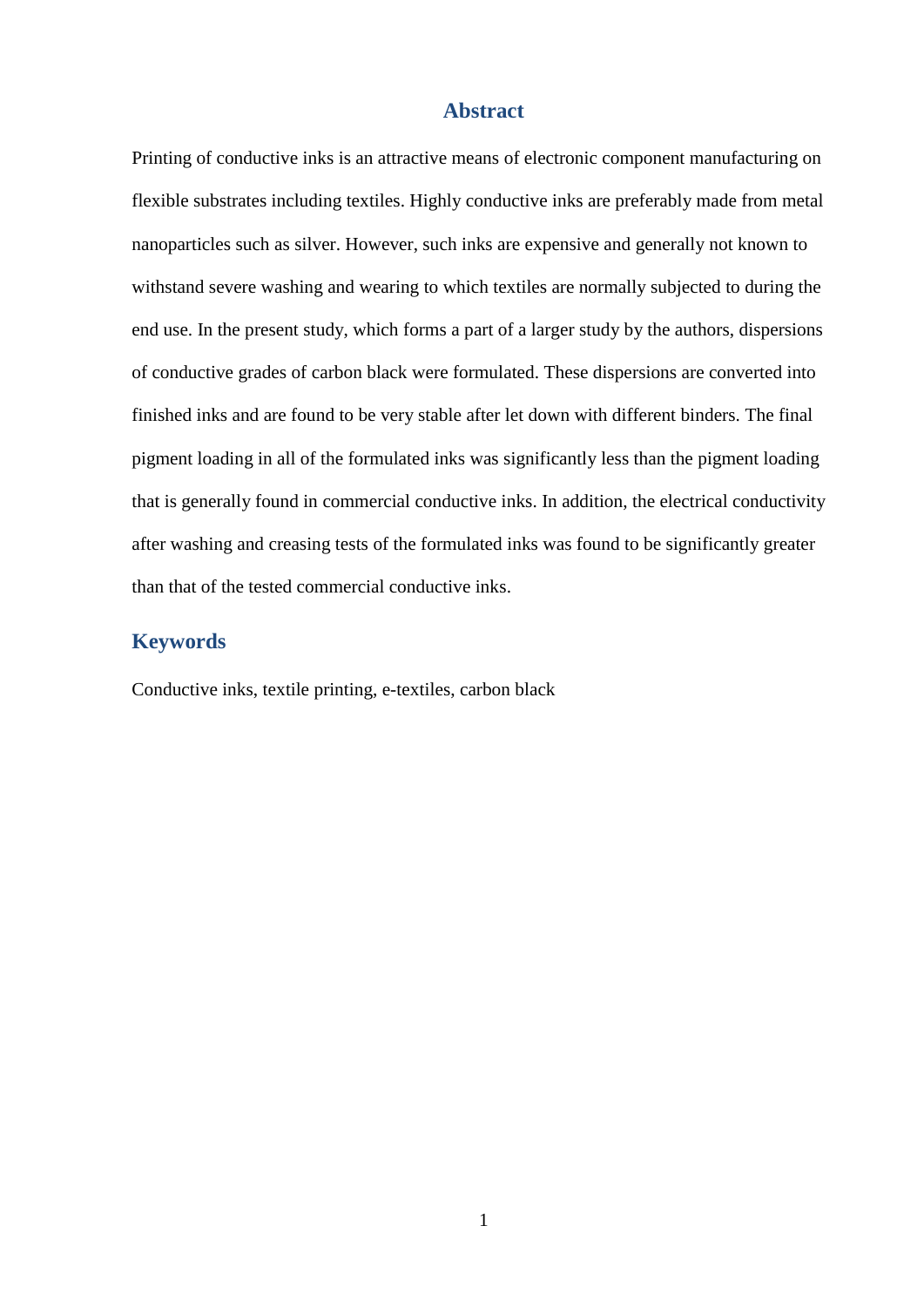## Abstract

Printing of conductive inks is an attractive means of electronic component manufacturing on flexible substrates including textiles. Highly conductive inks are preferably made from metal nanoparticles such as silver. However, such inks are expensive and generally not known to withstand severe washing and wearing to which textiles are normally subjected to during the end use. In the present study, which forms a part of a larger study by the authors, dispersions of conductive grades of carbon black were formulated. These dispersions are converted into finished inks and are found to be very stable after let down with different binders. The final pigment loading in all of the formulated inks was significantly less than the pigment loading that is generally found in commercial conductive inks. In addition, the electrical conductivity after washing and creasing tests of the formulated inks was found to be significantly greater than that of the tested commercial conductive inks.

## Keywords

Conductive inks, textile printing, e-textiles, carbon black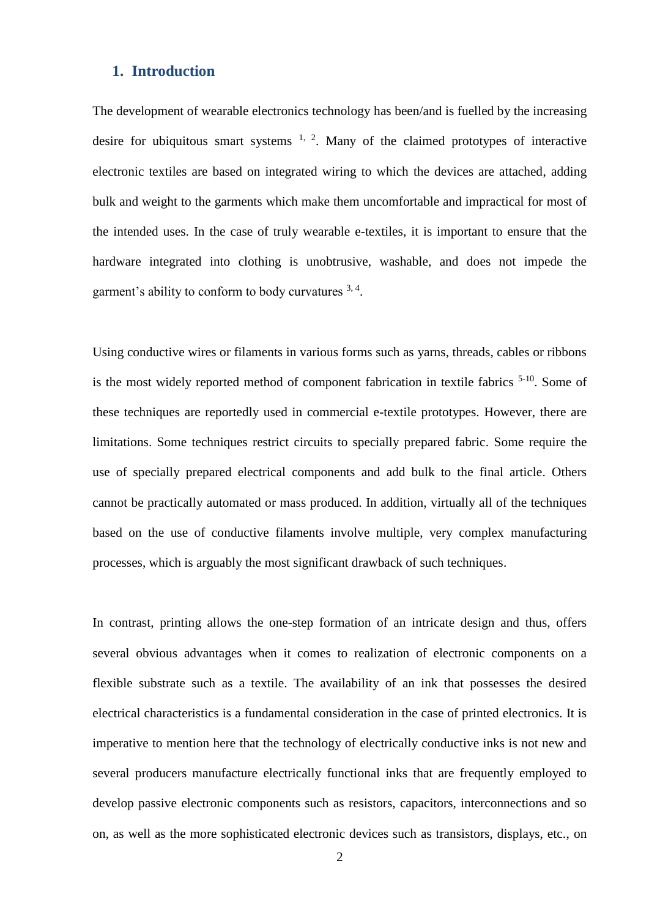## 1. Introduction

The development of wearable electronics technology has been/and is fuelled by the increasing desire for ubiquitous smart systems [1, 2]. Many of the claimed prototypes of interactive electronic textiles are based on integrated wiring to which the devices are attached, adding bulk and weight to the garments which make them uncomfortable and impractical for most of the intended uses. In the case of truly wearable e-textiles, it is important to ensure that the hardware integrated into clothing is unobtrusive, washable, and does not impede the garment's ability to conform to body curvatures [3, 4].

Using conductive wires or filaments in various forms such as yarns, threads, cables or ribbons is the most widely reported method of component fabrication in textile fabrics [5-10]. Some of these techniques are reportedly used in commercial e-textile prototypes. However, there are limitations. Some techniques restrict circuits to specially prepared fabric. Some require the use of specially prepared electrical components and add bulk to the final article. Others cannot be practically automated or mass produced. In addition, virtually all of the techniques based on the use of conductive filaments involve multiple, very complex manufacturing processes, which is arguably the most significant drawback of such techniques.

In contrast, printing allows the one-step formation of an intricate design and thus, offers several obvious advantages when it comes to realization of electronic components on a flexible substrate such as a textile. The availability of an ink that possesses the desired electrical characteristics is a fundamental consideration in the case of printed electronics. It is imperative to mention here that the technology of electrically conductive inks is not new and several producers manufacture electrically functional inks that are frequently employed to develop passive electronic components such as resistors, capacitors, interconnections and so on, as well as the more sophisticated electronic devices such as transistors, displays, etc., on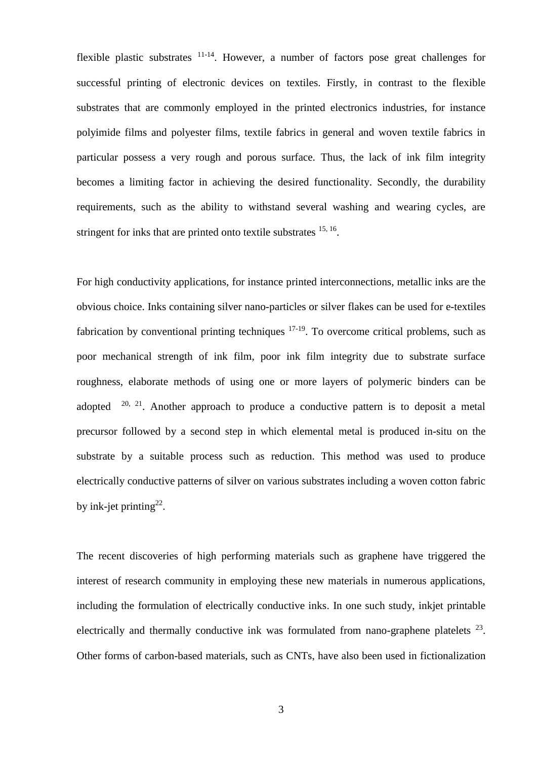flexible plastic substrates [11-14]. However, a number of factors pose great challenges for successful printing of electronic devices on textiles. Firstly, in contrast to the flexible substrates that are commonly employed in the printed electronics industries, for instance polyimide films and polyester films, textile fabrics in general and woven textile fabrics in particular possess a very rough and porous surface. Thus, the lack of ink film integrity becomes a limiting factor in achieving the desired functionality. Secondly, the durability requirements, such as the ability to withstand several washing and wearing cycles, are stringent for inks that are printed onto textile substrates [15, 16].

For high conductivity applications, for instance printed interconnections, metallic inks are the obvious choice. Inks containing silver nano-particles or silver flakes can be used for e-textiles fabrication by conventional printing techniques [17-19]. To overcome critical problems, such as poor mechanical strength of ink film, poor ink film integrity due to substrate surface roughness, elaborate methods of using one or more layers of polymeric binders can be adopted [20, 21]. Another approach to produce a conductive pattern is to deposit a metal precursor followed by a second step in which elemental metal is produced in-situ on the substrate by a suitable process such as reduction. This method was used to produce electrically conductive patterns of silver on various substrates including a woven cotton fabric by ink-jet printing[22].

The recent discoveries of high performing materials such as graphene have triggered the interest of research community in employing these new materials in numerous applications, including the formulation of electrically conductive inks. In one such study, inkjet printable electrically and thermally conductive ink was formulated from nano-graphene platelets [23]. Other forms of carbon-based materials, such as CNTs, have also been used in fictionalization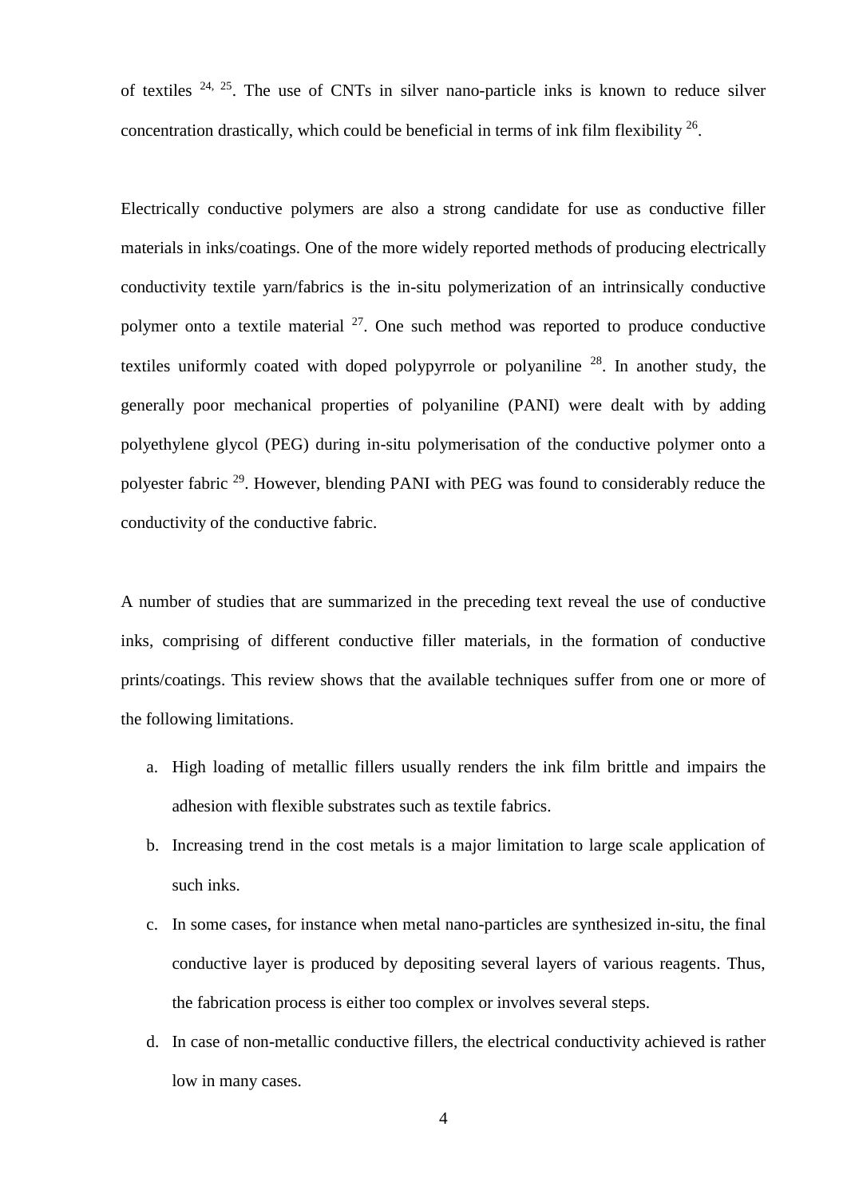of textiles [24, 25]. The use of CNTs in silver nano-particle inks is known to reduce silver concentration drastically, which could be beneficial in terms of ink film flexibility [26].

Electrically conductive polymers are also a strong candidate for use as conductive filler materials in inks/coatings. One of the more widely reported methods of producing electrically conductivity textile yarn/fabrics is the in-situ polymerization of an intrinsically conductive polymer onto a textile material [27]. One such method was reported to produce conductive textiles uniformly coated with doped polypyrrole or polyaniline [28]. In another study, the generally poor mechanical properties of polyaniline (PANI) were dealt with by adding polyethylene glycol (PEG) during in-situ polymerisation of the conductive polymer onto a polyester fabric [29]. However, blending PANI with PEG was found to considerably reduce the conductivity of the conductive fabric.

A number of studies that are summarized in the preceding text reveal the use of conductive inks, comprising of different conductive filler materials, in the formation of conductive prints/coatings. This review shows that the available techniques suffer from one or more of the following limitations.

a. High loading of metallic fillers usually renders the ink film brittle and impairs the adhesion with flexible substrates such as textile fabrics.
b. Increasing trend in the cost metals is a major limitation to large scale application of such inks.
c. In some cases, for instance when metal nano-particles are synthesized in-situ, the final conductive layer is produced by depositing several layers of various reagents. Thus, the fabrication process is either too complex or involves several steps.
d. In case of non-metallic conductive fillers, the electrical conductivity achieved is rather low in many cases.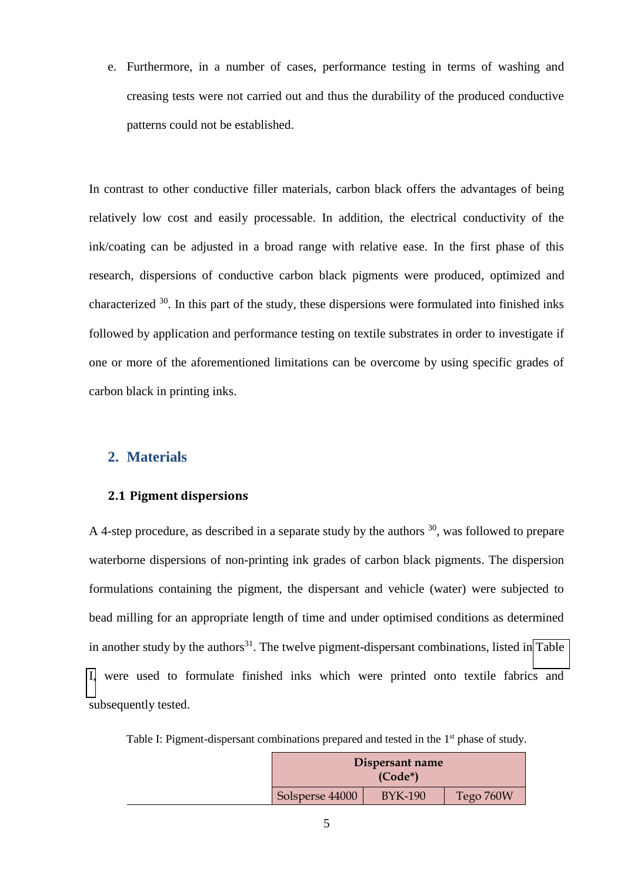e. Furthermore, in a number of cases, performance testing in terms of washing and creasing tests were not carried out and thus the durability of the produced conductive patterns could not be established.

In contrast to other conductive filler materials, carbon black offers the advantages of being relatively low cost and easily processable. In addition, the electrical conductivity of the ink/coating can be adjusted in a broad range with relative ease. In the first phase of this research, dispersions of conductive carbon black pigments were produced, optimized and characterized [30]. In this part of the study, these dispersions were formulated into finished inks followed by application and performance testing on textile substrates in order to investigate if one or more of the aforementioned limitations can be overcome by using specific grades of carbon black in printing inks.

## 2. Materials

### 2.1 Pigment dispersions

A 4-step procedure, as described in a separate study by the authors [30], was followed to prepare waterborne dispersions of non-printing ink grades of carbon black pigments. The dispersion formulations containing the pigment, the dispersant and vehicle (water) were subjected to bead milling for an appropriate length of time and under optimised conditions as determined in another study by the authors[31]. The twelve pigment-dispersant combinations, listed in Table I, were used to formulate finished inks which were printed onto textile fabrics and subsequently tested.

Table I: Pigment-dispersant combinations prepared and tested in the 1st phase of study.

| | Dispersant name (Code*) | | |
|---|---|---|---|
| | Solsperse 44000 | BYK-190 | Tego 760W |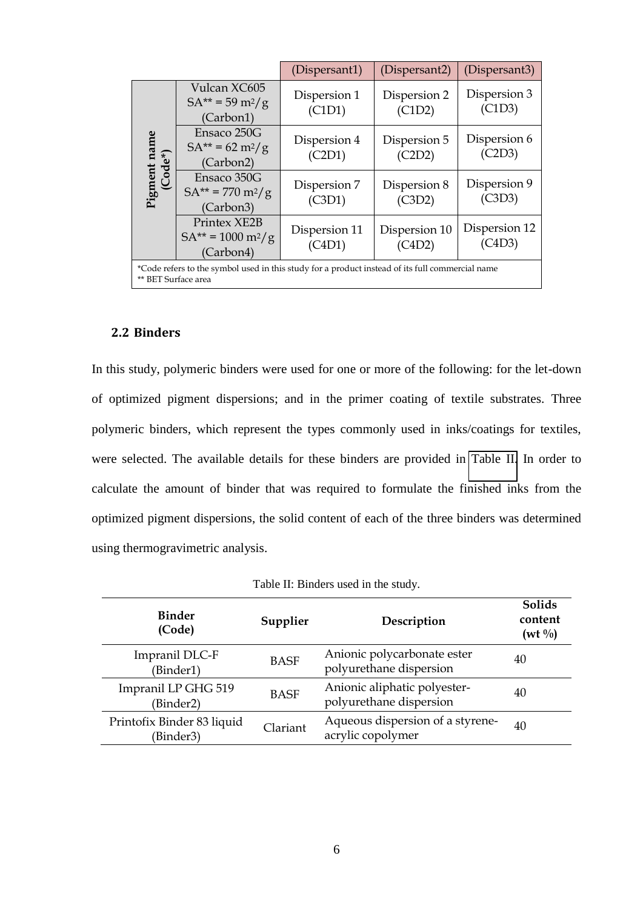| Pigment name (Code*) | | (Dispersant1) | (Dispersant2) | (Dispersant3) |
|---|---|---|---|---|
| | Vulcan XC605 SA** = 59 $m^2/g$ (Carbon1) | Dispersion 1 (C1D1) | Dispersion 2 (C1D2) | Dispersion 3 (C1D3) |
| | Ensaco 250G SA** = 62 $m^2/g$ (Carbon2) | Dispersion 4 (C2D1) | Dispersion 5 (C2D2) | Dispersion 6 (C2D3) |
| | Ensaco 350G SA** = 770 $m^2/g$ (Carbon3) | Dispersion 7 (C3D1) | Dispersion 8 (C3D2) | Dispersion 9 (C3D3) |
| | Printex XE2B SA** = 1000 $m^2/g$ (Carbon4) | Dispersion 11 (C4D1) | Dispersion 10 (C4D2) | Dispersion 12 (C4D3) |

*Code refers to the symbol used in this study for a product instead of its full commercial name
** BET Surface area

## 2.2 Binders

In this study, polymeric binders were used for one or more of the following: for the let-down of optimized pigment dispersions; and in the primer coating of textile substrates. Three polymeric binders, which represent the types commonly used in inks/coatings for textiles, were selected. The available details for these binders are provided in Table II. In order to calculate the amount of binder that was required to formulate the finished inks from the optimized pigment dispersions, the solid content of each of the three binders was determined using thermogravimetric analysis.

Table II: Binders used in the study.

| Binder (Code) | Supplier | Description | Solids content (wt %) |
|---|---|---|---|
| Impranil DLC-F (Binder1) | BASF | Anionic polycarbonate ester polyurethane dispersion | 40 |
| Impranil LP GHG 519 (Binder2) | BASF | Anionic aliphatic polyester-polyurethane dispersion | 40 |
| Printofix Binder 83 liquid (Binder3) | Clariant | Aqueous dispersion of a styrene-acrylic copolymer | 40 |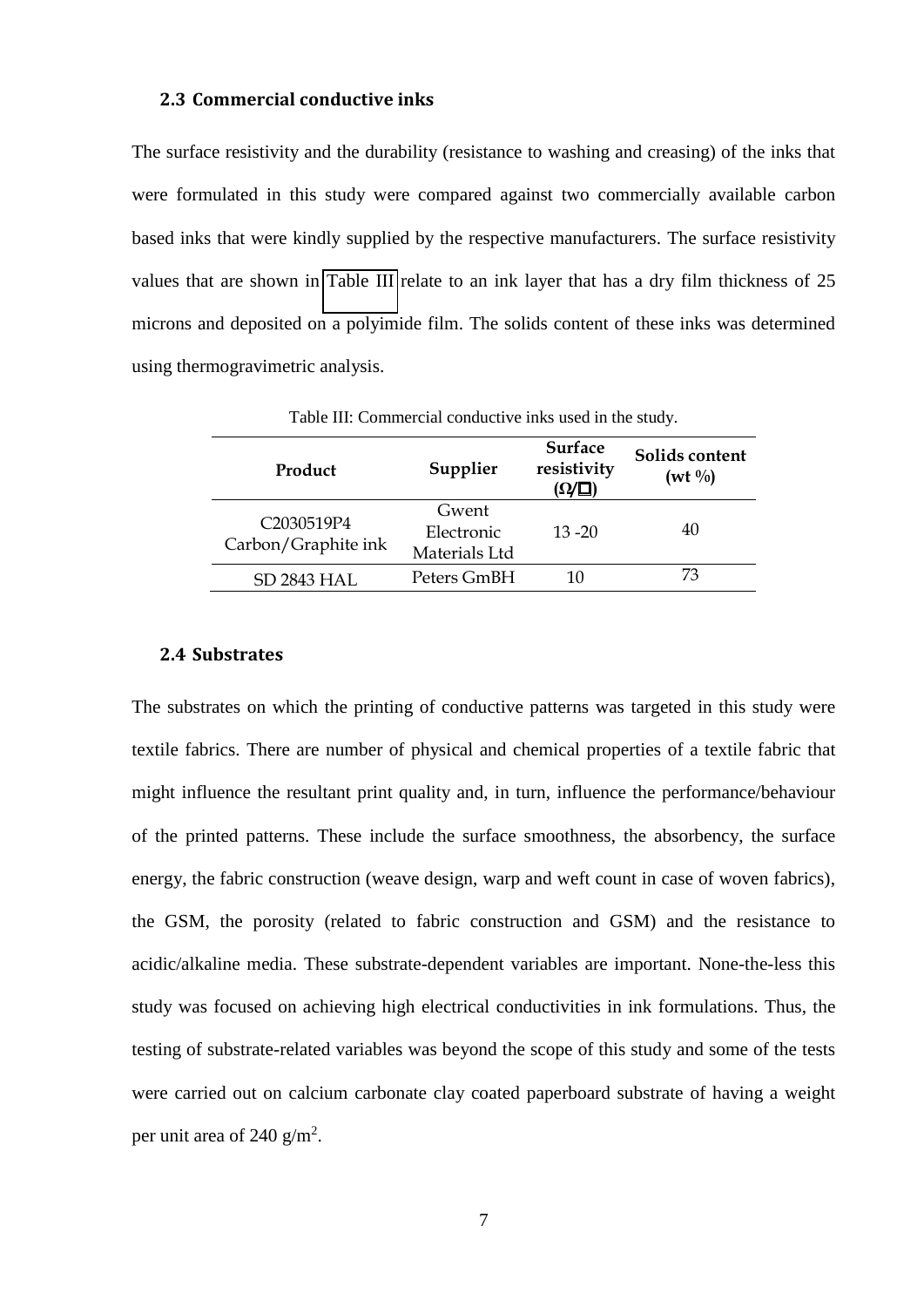### 2.3 Commercial conductive inks

The surface resistivity and the durability (resistance to washing and creasing) of the inks that were formulated in this study were compared against two commercially available carbon based inks that were kindly supplied by the respective manufacturers. The surface resistivity values that are shown in Table III relate to an ink layer that has a dry film thickness of 25 microns and deposited on a polyimide film. The solids content of these inks was determined using thermogravimetric analysis.

Table III: Commercial conductive inks used in the study.

| Product | Supplier | Surface resistivity (Ω/□) | Solids content (wt %) |
|---|---|---|---|
| C2030519P4 Carbon/Graphite ink | Gwent Electronic Materials Ltd | 13 -20 | 40 |
| SD 2843 HAL | Peters GmBH | 10 | 73 |

### 2.4 Substrates

The substrates on which the printing of conductive patterns was targeted in this study were textile fabrics. There are number of physical and chemical properties of a textile fabric that might influence the resultant print quality and, in turn, influence the performance/behaviour of the printed patterns. These include the surface smoothness, the absorbency, the surface energy, the fabric construction (weave design, warp and weft count in case of woven fabrics), the GSM, the porosity (related to fabric construction and GSM) and the resistance to acidic/alkaline media. These substrate-dependent variables are important. None-the-less this study was focused on achieving high electrical conductivities in ink formulations. Thus, the testing of substrate-related variables was beyond the scope of this study and some of the tests were carried out on calcium carbonate clay coated paperboard substrate of having a weight per unit area of 240 $g/m^2$.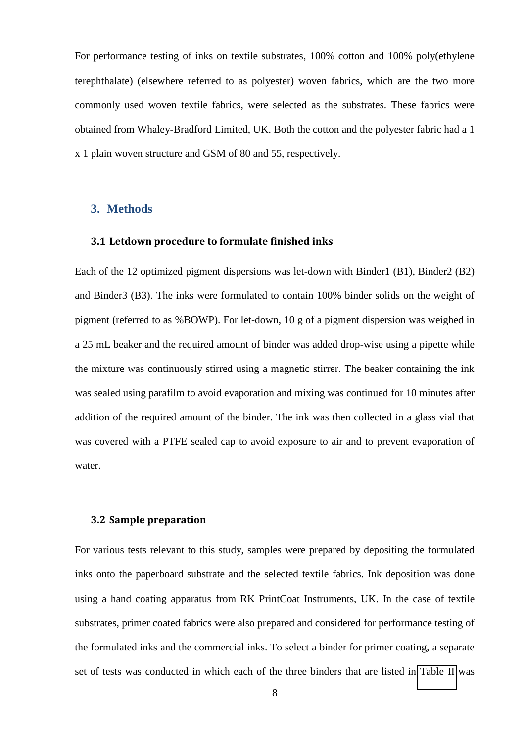For performance testing of inks on textile substrates, 100% cotton and 100% poly(ethylene terephthalate) (elsewhere referred to as polyester) woven fabrics, which are the two more commonly used woven textile fabrics, were selected as the substrates. These fabrics were obtained from Whaley-Bradford Limited, UK. Both the cotton and the polyester fabric had a 1 x 1 plain woven structure and GSM of 80 and 55, respectively.

## 3. Methods

### 3.1 Letdown procedure to formulate finished inks

Each of the 12 optimized pigment dispersions was let-down with Binder1 (B1), Binder2 (B2) and Binder3 (B3). The inks were formulated to contain 100% binder solids on the weight of pigment (referred to as %BOWP). For let-down, 10 g of a pigment dispersion was weighed in a 25 mL beaker and the required amount of binder was added drop-wise using a pipette while the mixture was continuously stirred using a magnetic stirrer. The beaker containing the ink was sealed using parafilm to avoid evaporation and mixing was continued for 10 minutes after addition of the required amount of the binder. The ink was then collected in a glass vial that was covered with a PTFE sealed cap to avoid exposure to air and to prevent evaporation of water.

### 3.2 Sample preparation

For various tests relevant to this study, samples were prepared by depositing the formulated inks onto the paperboard substrate and the selected textile fabrics. Ink deposition was done using a hand coating apparatus from RK PrintCoat Instruments, UK. In the case of textile substrates, primer coated fabrics were also prepared and considered for performance testing of the formulated inks and the commercial inks. To select a binder for primer coating, a separate set of tests was conducted in which each of the three binders that are listed in Table II was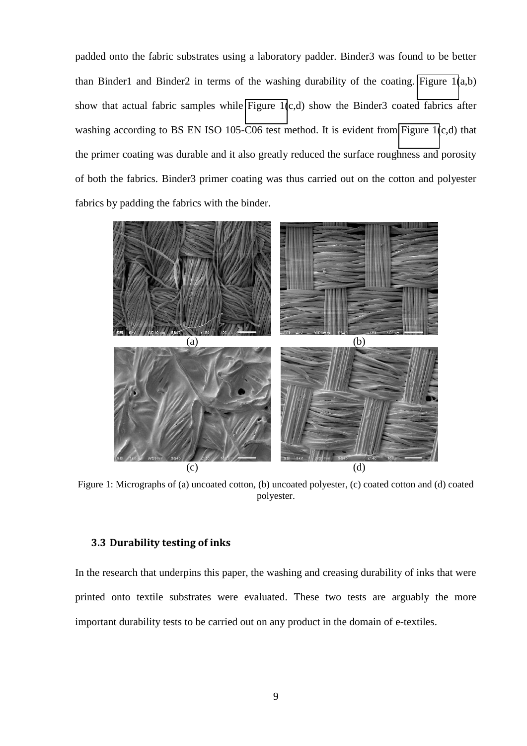padded onto the fabric substrates using a laboratory padder. Binder3 was found to be better than Binder1 and Binder2 in terms of the washing durability of the coating. Figure 1(a,b) show that actual fabric samples while Figure 1(c,d) show the Binder3 coated fabrics after washing according to BS EN ISO 105-C06 test method. It is evident from Figure 1(c,d) that the primer coating was durable and it also greatly reduced the surface roughness and porosity of both the fabrics. Binder3 primer coating was thus carried out on the cotton and polyester fabrics by padding the fabrics with the binder.

Figure 1: Micrographs of (a) uncoated cotton, (b) uncoated polyester, (c) coated cotton and (d) coated polyester.

### 3.3 Durability testing of inks

In the research that underpins this paper, the washing and creasing durability of inks that were printed onto textile substrates were evaluated. These two tests are arguably the more important durability tests to be carried out on any product in the domain of e-textiles.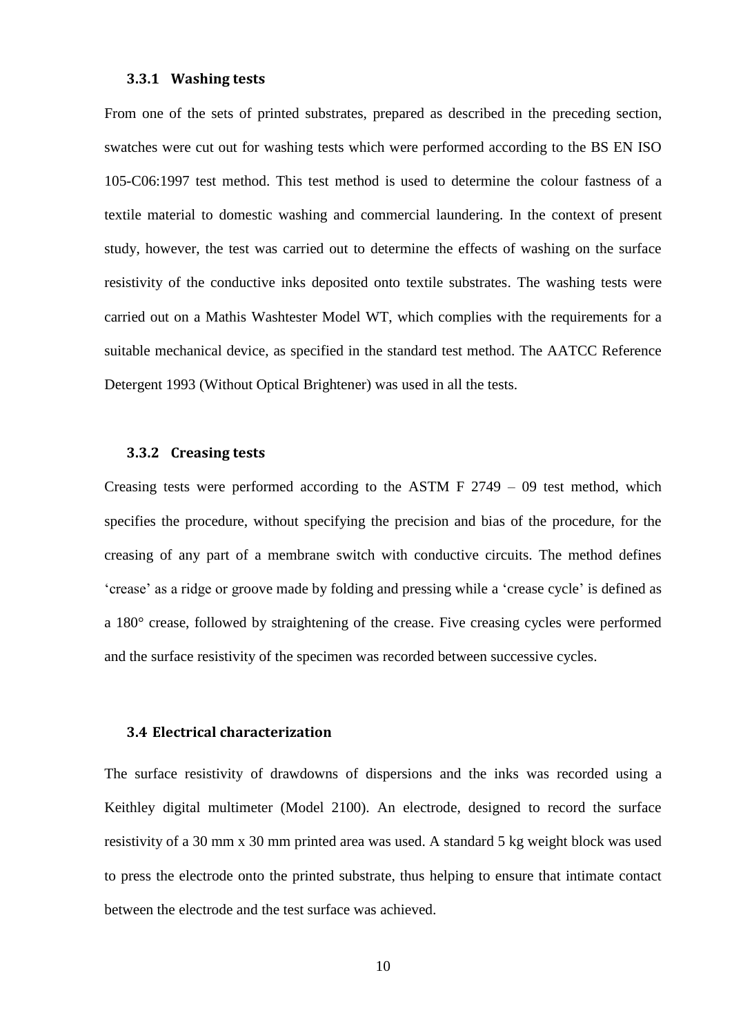### 3.3.1 Washing tests

From one of the sets of printed substrates, prepared as described in the preceding section, swatches were cut out for washing tests which were performed according to the BS EN ISO 105-C06:1997 test method. This test method is used to determine the colour fastness of a textile material to domestic washing and commercial laundering. In the context of present study, however, the test was carried out to determine the effects of washing on the surface resistivity of the conductive inks deposited onto textile substrates. The washing tests were carried out on a Mathis Washtester Model WT, which complies with the requirements for a suitable mechanical device, as specified in the standard test method. The AATCC Reference Detergent 1993 (Without Optical Brightener) was used in all the tests.

### 3.3.2 Creasing tests

Creasing tests were performed according to the ASTM F 2749 – 09 test method, which specifies the procedure, without specifying the precision and bias of the procedure, for the creasing of any part of a membrane switch with conductive circuits. The method defines 'crease' as a ridge or groove made by folding and pressing while a 'crease cycle' is defined as a 180° crease, followed by straightening of the crease. Five creasing cycles were performed and the surface resistivity of the specimen was recorded between successive cycles.

## 3.4 Electrical characterization

The surface resistivity of drawdowns of dispersions and the inks was recorded using a Keithley digital multimeter (Model 2100). An electrode, designed to record the surface resistivity of a 30 mm x 30 mm printed area was used. A standard 5 kg weight block was used to press the electrode onto the printed substrate, thus helping to ensure that intimate contact between the electrode and the test surface was achieved.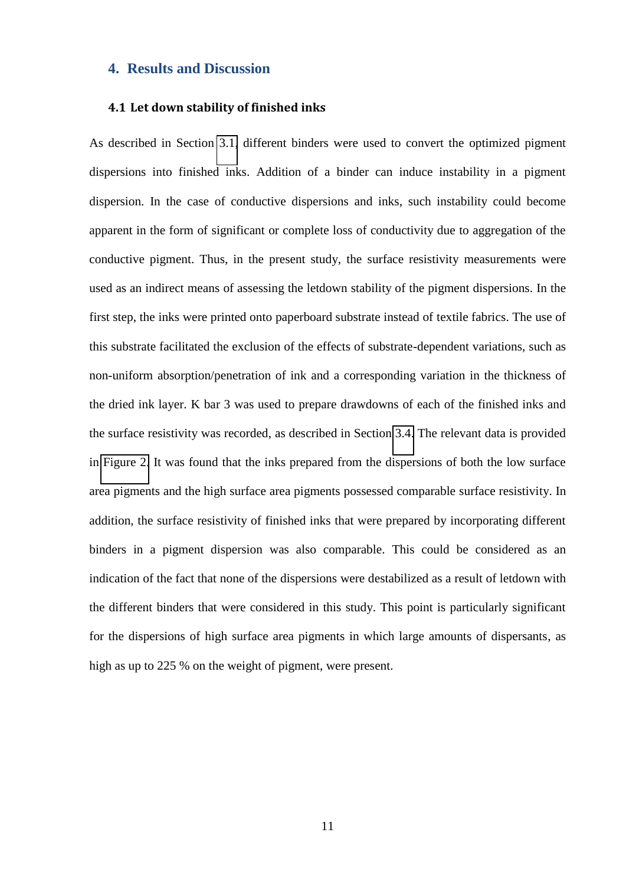## 4. Results and Discussion

### 4.1 Let down stability of finished inks

As described in Section 3.1, different binders were used to convert the optimized pigment dispersions into finished inks. Addition of a binder can induce instability in a pigment dispersion. In the case of conductive dispersions and inks, such instability could become apparent in the form of significant or complete loss of conductivity due to aggregation of the conductive pigment. Thus, in the present study, the surface resistivity measurements were used as an indirect means of assessing the letdown stability of the pigment dispersions. In the first step, the inks were printed onto paperboard substrate instead of textile fabrics. The use of this substrate facilitated the exclusion of the effects of substrate-dependent variations, such as non-uniform absorption/penetration of ink and a corresponding variation in the thickness of the dried ink layer. K bar 3 was used to prepare drawdowns of each of the finished inks and the surface resistivity was recorded, as described in Section 3.4. The relevant data is provided in Figure 2. It was found that the inks prepared from the dispersions of both the low surface area pigments and the high surface area pigments possessed comparable surface resistivity. In addition, the surface resistivity of finished inks that were prepared by incorporating different binders in a pigment dispersion was also comparable. This could be considered as an indication of the fact that none of the dispersions were destabilized as a result of letdown with the different binders that were considered in this study. This point is particularly significant for the dispersions of high surface area pigments in which large amounts of dispersants, as high as up to 225 % on the weight of pigment, were present.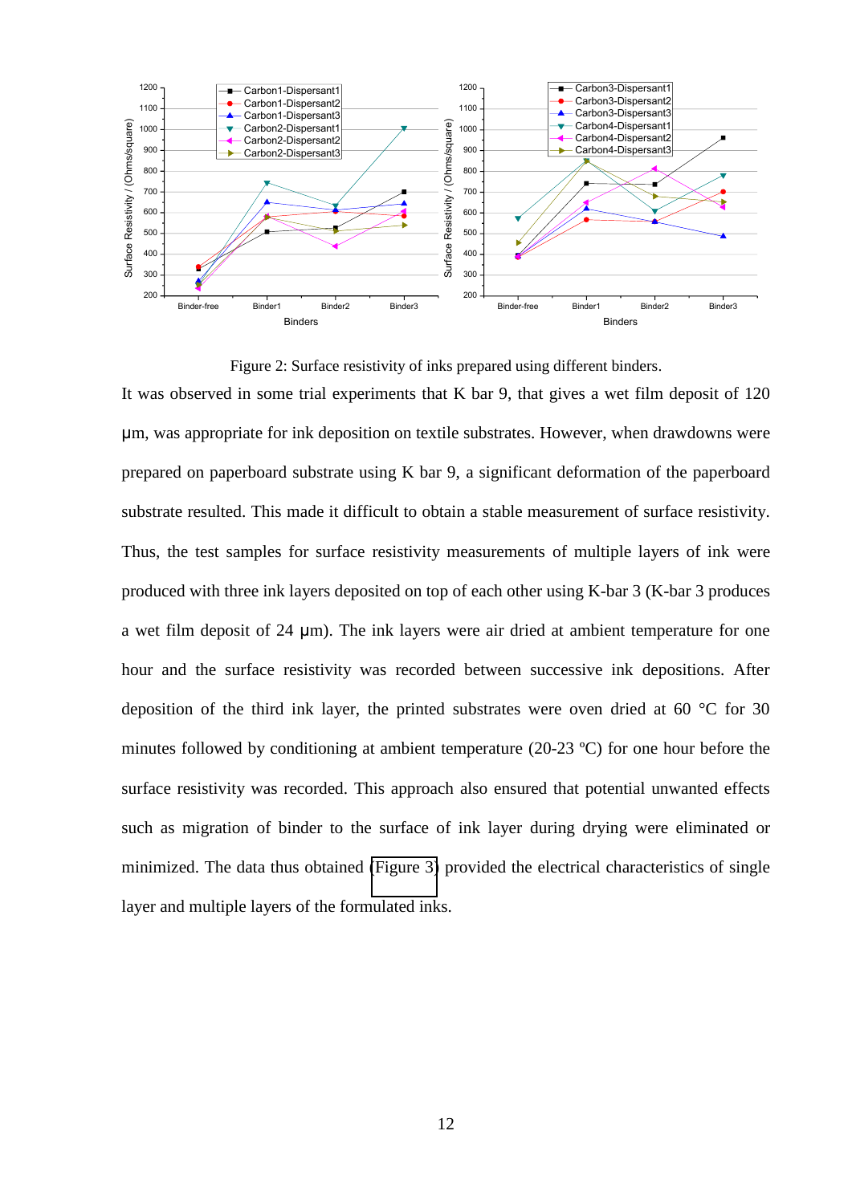Figure 2: Surface resistivity of inks prepared using different binders.

It was observed in some trial experiments that K bar 9, that gives a wet film deposit of 120 μm, was appropriate for ink deposition on textile substrates. However, when drawdowns were prepared on paperboard substrate using K bar 9, a significant deformation of the paperboard substrate resulted. This made it difficult to obtain a stable measurement of surface resistivity. Thus, the test samples for surface resistivity measurements of multiple layers of ink were produced with three ink layers deposited on top of each other using K-bar 3 (K-bar 3 produces a wet film deposit of 24 μm). The ink layers were air dried at ambient temperature for one hour and the surface resistivity was recorded between successive ink depositions. After deposition of the third ink layer, the printed substrates were oven dried at 60 °C for 30 minutes followed by conditioning at ambient temperature (20-23 ºC) for one hour before the surface resistivity was recorded. This approach also ensured that potential unwanted effects such as migration of binder to the surface of ink layer during drying were eliminated or minimized. The data thus obtained (Figure 3) provided the electrical characteristics of single layer and multiple layers of the formulated inks.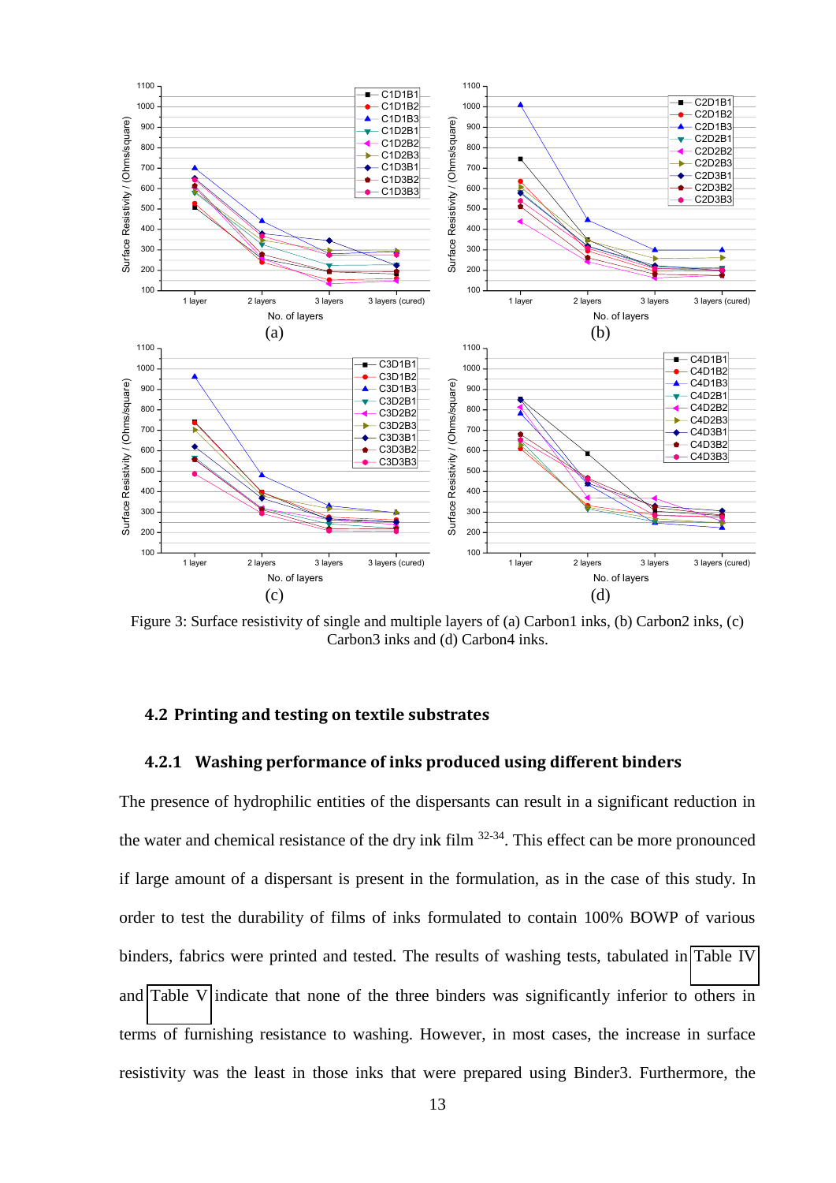Figure 3: Surface resistivity of single and multiple layers of (a) Carbon1 inks, (b) Carbon2 inks, (c) Carbon3 inks and (d) Carbon4 inks.

## 4.2 Printing and testing on textile substrates

### 4.2.1 Washing performance of inks produced using different binders

The presence of hydrophilic entities of the dispersants can result in a significant reduction in the water and chemical resistance of the dry ink film [32-34]. This effect can be more pronounced if large amount of a dispersant is present in the formulation, as in the case of this study. In order to test the durability of films of inks formulated to contain 100% BOWP of various binders, fabrics were printed and tested. The results of washing tests, tabulated in Table IV and Table V indicate that none of the three binders was significantly inferior to others in terms of furnishing resistance to washing. However, in most cases, the increase in surface resistivity was the least in those inks that were prepared using Binder3. Furthermore, the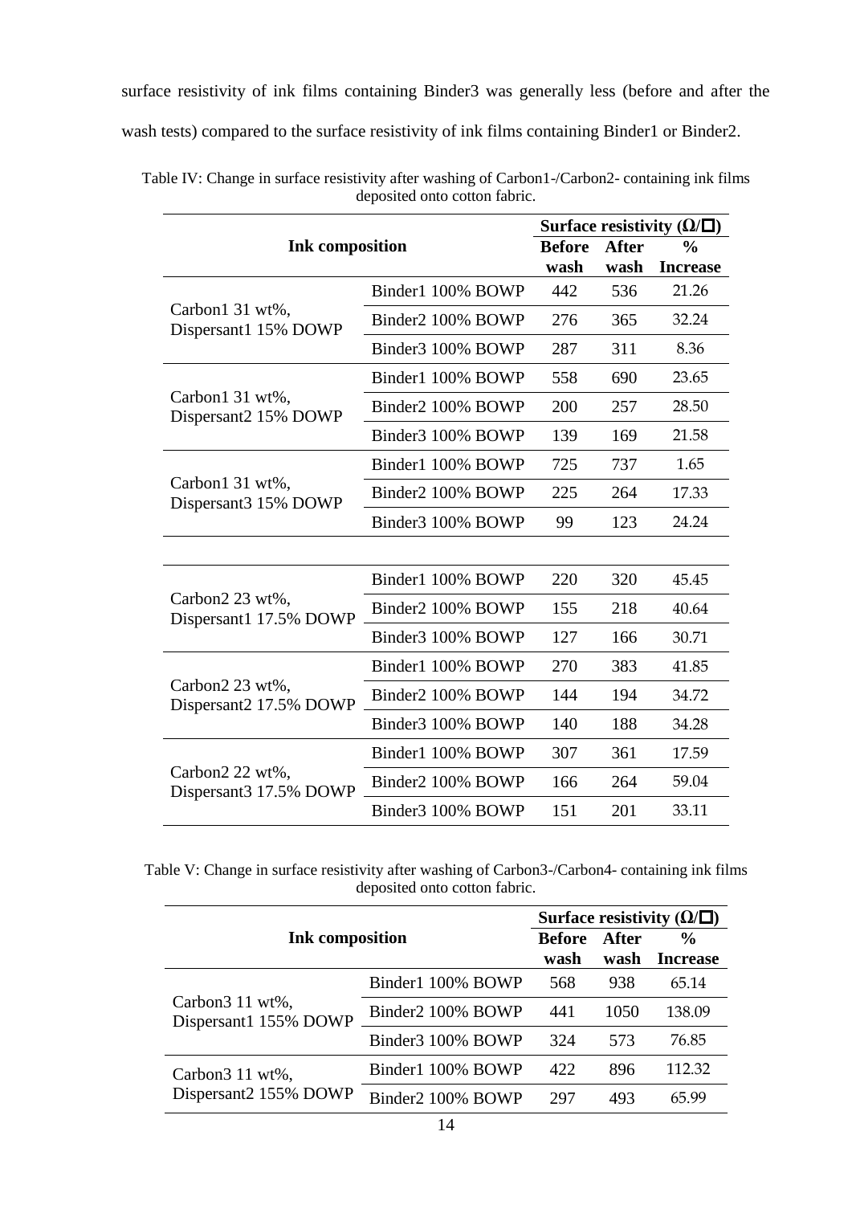surface resistivity of ink films containing Binder3 was generally less (before and after the wash tests) compared to the surface resistivity of ink films containing Binder1 or Binder2.

Table IV: Change in surface resistivity after washing of Carbon1-/Carbon2- containing ink films deposited onto cotton fabric.

| Ink composition | | Surface resistivity (Ω/□) | | |
|---|---|---|---|---|
| | | Before wash | After wash | % Increase |
| Carbon1 31 wt%, Dispersant1 15% DOWP | Binder1 100% BOWP | 442 | 536 | 21.26 |
| | Binder2 100% BOWP | 276 | 365 | 32.24 |
| | Binder3 100% BOWP | 287 | 311 | 8.36 |
| Carbon1 31 wt%, Dispersant2 15% DOWP | Binder1 100% BOWP | 558 | 690 | 23.65 |
| | Binder2 100% BOWP | 200 | 257 | 28.50 |
| | Binder3 100% BOWP | 139 | 169 | 21.58 |
| Carbon1 31 wt%, Dispersant3 15% DOWP | Binder1 100% BOWP | 725 | 737 | 1.65 |
| | Binder2 100% BOWP | 225 | 264 | 17.33 |
| | Binder3 100% BOWP | 99 | 123 | 24.24 |
| | | | | |
| Carbon2 23 wt%, Dispersant1 17.5% DOWP | Binder1 100% BOWP | 220 | 320 | 45.45 |
| | Binder2 100% BOWP | 155 | 218 | 40.64 |
| | Binder3 100% BOWP | 127 | 166 | 30.71 |
| Carbon2 23 wt%, Dispersant2 17.5% DOWP | Binder1 100% BOWP | 270 | 383 | 41.85 |
| | Binder2 100% BOWP | 144 | 194 | 34.72 |
| | Binder3 100% BOWP | 140 | 188 | 34.28 |
| Carbon2 22 wt%, Dispersant3 17.5% DOWP | Binder1 100% BOWP | 307 | 361 | 17.59 |
| | Binder2 100% BOWP | 166 | 264 | 59.04 |
| | Binder3 100% BOWP | 151 | 201 | 33.11 |

Table V: Change in surface resistivity after washing of Carbon3-/Carbon4- containing ink films deposited onto cotton fabric.

| Ink composition | | Surface resistivity (Ω/□) | | |
|---|---|---|---|---|
| | | Before wash | After wash | % Increase |
| Carbon3 11 wt%, Dispersant1 155% DOWP | Binder1 100% BOWP | 568 | 938 | 65.14 |
| | Binder2 100% BOWP | 441 | 1050 | 138.09 |
| | Binder3 100% BOWP | 324 | 573 | 76.85 |
| Carbon3 11 wt%, Dispersant2 155% DOWP | Binder1 100% BOWP | 422 | 896 | 112.32 |
| | Binder2 100% BOWP | 297 | 493 | 65.99 |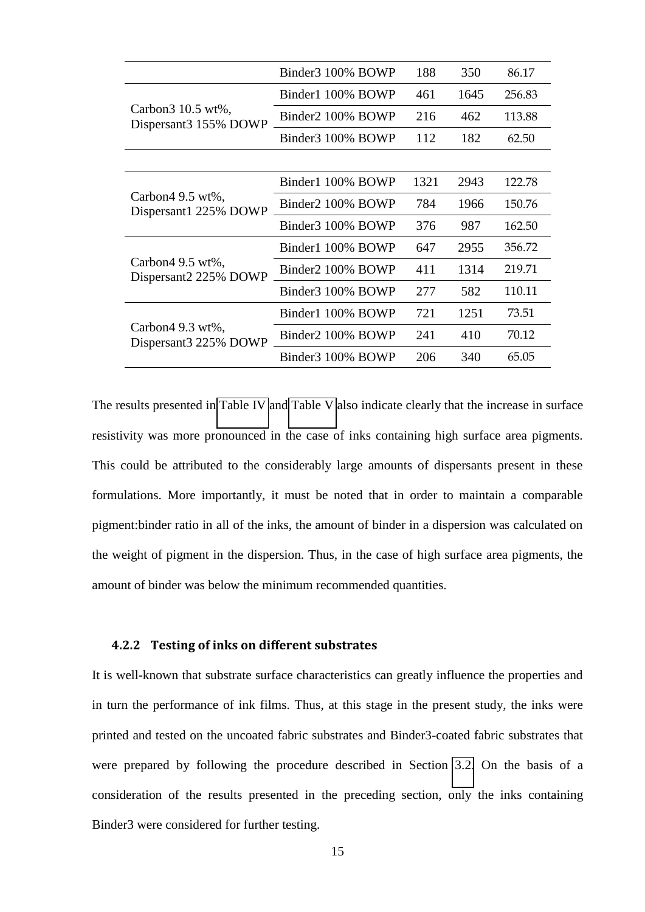| | | | | |
|---|---|---|---|---|
| | Binder3 100% BOWP | 188 | 350 | 86.17 |
| Carbon3 10.5 wt%, Dispersant3 155% DOWP | Binder1 100% BOWP | 461 | 1645 | 256.83 |
| | Binder2 100% BOWP | 216 | 462 | 113.88 |
| | Binder3 100% BOWP | 112 | 182 | 62.50 |
| | | | | |
| Carbon4 9.5 wt%, Dispersant1 225% DOWP | Binder1 100% BOWP | 1321 | 2943 | 122.78 |
| | Binder2 100% BOWP | 784 | 1966 | 150.76 |
| | Binder3 100% BOWP | 376 | 987 | 162.50 |
| Carbon4 9.5 wt%, Dispersant2 225% DOWP | Binder1 100% BOWP | 647 | 2955 | 356.72 |
| | Binder2 100% BOWP | 411 | 1314 | 219.71 |
| | Binder3 100% BOWP | 277 | 582 | 110.11 |
| Carbon4 9.3 wt%, Dispersant3 225% DOWP | Binder1 100% BOWP | 721 | 1251 | 73.51 |
| | Binder2 100% BOWP | 241 | 410 | 70.12 |
| | Binder3 100% BOWP | 206 | 340 | 65.05 |

The results presented in Table IV and Table V also indicate clearly that the increase in surface resistivity was more pronounced in the case of inks containing high surface area pigments. This could be attributed to the considerably large amounts of dispersants present in these formulations. More importantly, it must be noted that in order to maintain a comparable pigment:binder ratio in all of the inks, the amount of binder in a dispersion was calculated on the weight of pigment in the dispersion. Thus, in the case of high surface area pigments, the amount of binder was below the minimum recommended quantities.

### 4.2.2 Testing of inks on different substrates

It is well-known that substrate surface characteristics can greatly influence the properties and in turn the performance of ink films. Thus, at this stage in the present study, the inks were printed and tested on the uncoated fabric substrates and Binder3-coated fabric substrates that were prepared by following the procedure described in Section 3.2. On the basis of a consideration of the results presented in the preceding section, only the inks containing Binder3 were considered for further testing.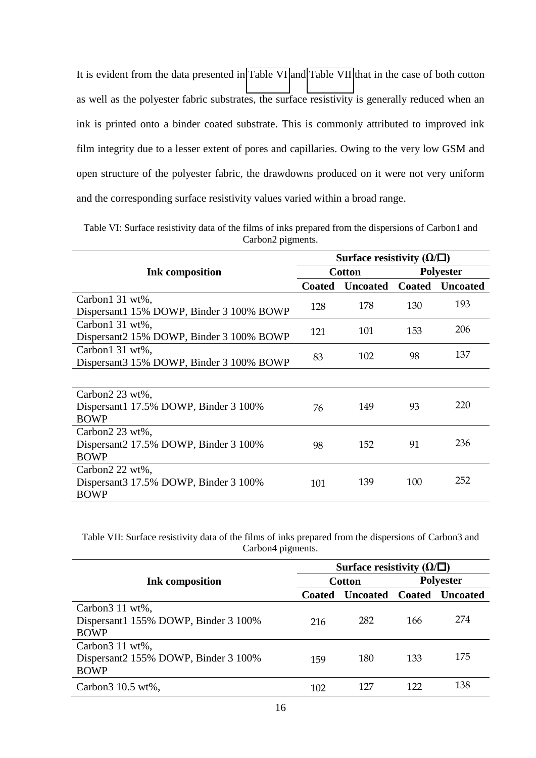It is evident from the data presented in Table VI and Table VII that in the case of both cotton as well as the polyester fabric substrates, the surface resistivity is generally reduced when an ink is printed onto a binder coated substrate. This is commonly attributed to improved ink film integrity due to a lesser extent of pores and capillaries. Owing to the very low GSM and open structure of the polyester fabric, the drawdowns produced on it were not very uniform and the corresponding surface resistivity values varied within a broad range.

Table VI: Surface resistivity data of the films of inks prepared from the dispersions of Carbon1 and Carbon2 pigments.

| Ink composition | Surface resistivity (Ω/□) | | | |
|---|---|---|---|---|
| | Cotton | | Polyester | |
| | Coated | Uncoated | Coated | Uncoated |
| Carbon1 31 wt%, Dispersant1 15% DOWP, Binder 3 100% BOWP | 128 | 178 | 130 | 193 |
| Carbon1 31 wt%, Dispersant2 15% DOWP, Binder 3 100% BOWP | 121 | 101 | 153 | 206 |
| Carbon1 31 wt%, Dispersant3 15% DOWP, Binder 3 100% BOWP | 83 | 102 | 98 | 137 |
| | | | | |
| Carbon2 23 wt%, Dispersant1 17.5% DOWP, Binder 3 100% BOWP | 76 | 149 | 93 | 220 |
| Carbon2 23 wt%, Dispersant2 17.5% DOWP, Binder 3 100% BOWP | 98 | 152 | 91 | 236 |
| Carbon2 22 wt%, Dispersant3 17.5% DOWP, Binder 3 100% BOWP | 101 | 139 | 100 | 252 |

Table VII: Surface resistivity data of the films of inks prepared from the dispersions of Carbon3 and Carbon4 pigments.

| Ink composition | Surface resistivity (Ω/□) | | | |
|---|---|---|---|---|
| | Cotton | | Polyester | |
| | Coated | Uncoated | Coated | Uncoated |
| Carbon3 11 wt%, Dispersant1 155% DOWP, Binder 3 100% BOWP | 216 | 282 | 166 | 274 |
| Carbon3 11 wt%, Dispersant2 155% DOWP, Binder 3 100% BOWP | 159 | 180 | 133 | 175 |
| Carbon3 10.5 wt%, | 102 | 127 | 122 | 138 |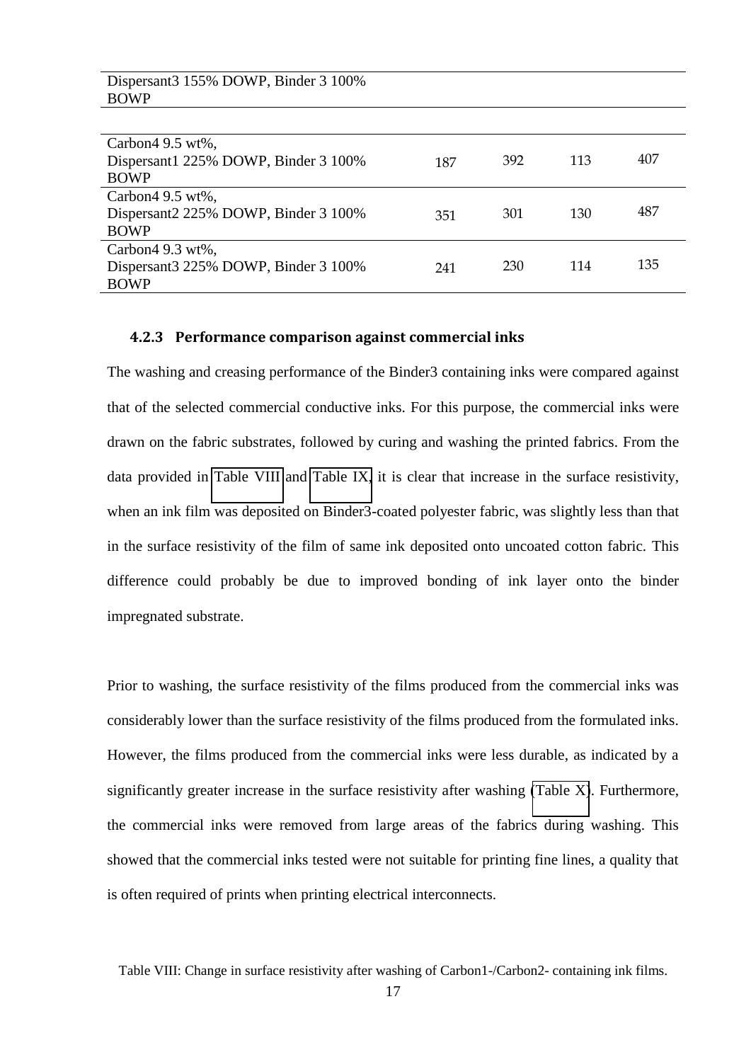| | | | | |
|---|---|---|---|---|
| Dispersant3 155% DOWP, Binder 3 100% BOWP | | | | |
| Carbon4 9.5 wt%, Dispersant1 225% DOWP, Binder 3 100% BOWP | 187 | 392 | 113 | 407 |
| Carbon4 9.5 wt%, Dispersant2 225% DOWP, Binder 3 100% BOWP | 351 | 301 | 130 | 487 |
| Carbon4 9.3 wt%, Dispersant3 225% DOWP, Binder 3 100% BOWP | 241 | 230 | 114 | 135 |

### 4.2.3 Performance comparison against commercial inks

The washing and creasing performance of the Binder3 containing inks were compared against that of the selected commercial conductive inks. For this purpose, the commercial inks were drawn on the fabric substrates, followed by curing and washing the printed fabrics. From the data provided in Table VIII and Table IX, it is clear that increase in the surface resistivity, when an ink film was deposited on Binder3-coated polyester fabric, was slightly less than that in the surface resistivity of the film of same ink deposited onto uncoated cotton fabric. This difference could probably be due to improved bonding of ink layer onto the binder impregnated substrate.

Prior to washing, the surface resistivity of the films produced from the commercial inks was considerably lower than the surface resistivity of the films produced from the formulated inks. However, the films produced from the commercial inks were less durable, as indicated by a significantly greater increase in the surface resistivity after washing (Table X). Furthermore, the commercial inks were removed from large areas of the fabrics during washing. This showed that the commercial inks tested were not suitable for printing fine lines, a quality that is often required of prints when printing electrical interconnects.

Table VIII: Change in surface resistivity after washing of Carbon1-/Carbon2- containing ink films.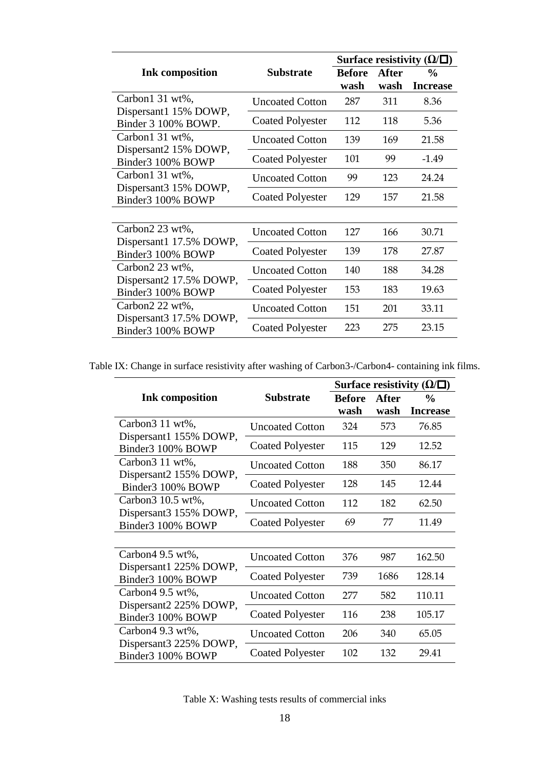| Ink composition | Substrate | Surface resistivity (Ω/□) | | |
|---|---|---|---|---|
| | | Before wash | After wash | % Increase |
| Carbon1 31 wt%, Dispersant1 15% DOWP, Binder 3 100% BOWP. | Uncoated Cotton | 287 | 311 | 8.36 |
| | Coated Polyester | 112 | 118 | 5.36 |
| Carbon1 31 wt%, Dispersant2 15% DOWP, Binder3 100% BOWP | Uncoated Cotton | 139 | 169 | 21.58 |
| | Coated Polyester | 101 | 99 | -1.49 |
| Carbon1 31 wt%, Dispersant3 15% DOWP, Binder3 100% BOWP | Uncoated Cotton | 99 | 123 | 24.24 |
| | Coated Polyester | 129 | 157 | 21.58 |
| Carbon2 23 wt%, Dispersant1 17.5% DOWP, Binder3 100% BOWP | Uncoated Cotton | 127 | 166 | 30.71 |
| | Coated Polyester | 139 | 178 | 27.87 |
| Carbon2 23 wt%, Dispersant2 17.5% DOWP, Binder3 100% BOWP | Uncoated Cotton | 140 | 188 | 34.28 |
| | Coated Polyester | 153 | 183 | 19.63 |
| Carbon2 22 wt%, Dispersant3 17.5% DOWP, Binder3 100% BOWP | Uncoated Cotton | 151 | 201 | 33.11 |
| | Coated Polyester | 223 | 275 | 23.15 |

Table IX: Change in surface resistivity after washing of Carbon3-/Carbon4- containing ink films.

| Ink composition | Substrate | Surface resistivity (Ω/□) | | |
|---|---|---|---|---|
| | | Before wash | After wash | % Increase |
| Carbon3 11 wt%, Dispersant1 155% DOWP, Binder3 100% BOWP | Uncoated Cotton | 324 | 573 | 76.85 |
| | Coated Polyester | 115 | 129 | 12.52 |
| Carbon3 11 wt%, Dispersant2 155% DOWP, Binder3 100% BOWP | Uncoated Cotton | 188 | 350 | 86.17 |
| | Coated Polyester | 128 | 145 | 12.44 |
| Carbon3 10.5 wt%, Dispersant3 155% DOWP, Binder3 100% BOWP | Uncoated Cotton | 112 | 182 | 62.50 |
| | Coated Polyester | 69 | 77 | 11.49 |
| Carbon4 9.5 wt%, Dispersant1 225% DOWP, Binder3 100% BOWP | Uncoated Cotton | 376 | 987 | 162.50 |
| | Coated Polyester | 739 | 1686 | 128.14 |
| Carbon4 9.5 wt%, Dispersant2 225% DOWP, Binder3 100% BOWP | Uncoated Cotton | 277 | 582 | 110.11 |
| | Coated Polyester | 116 | 238 | 105.17 |
| Carbon4 9.3 wt%, Dispersant3 225% DOWP, Binder3 100% BOWP | Uncoated Cotton | 206 | 340 | 65.05 |
| | Coated Polyester | 102 | 132 | 29.41 |

Table X: Washing tests results of commercial inks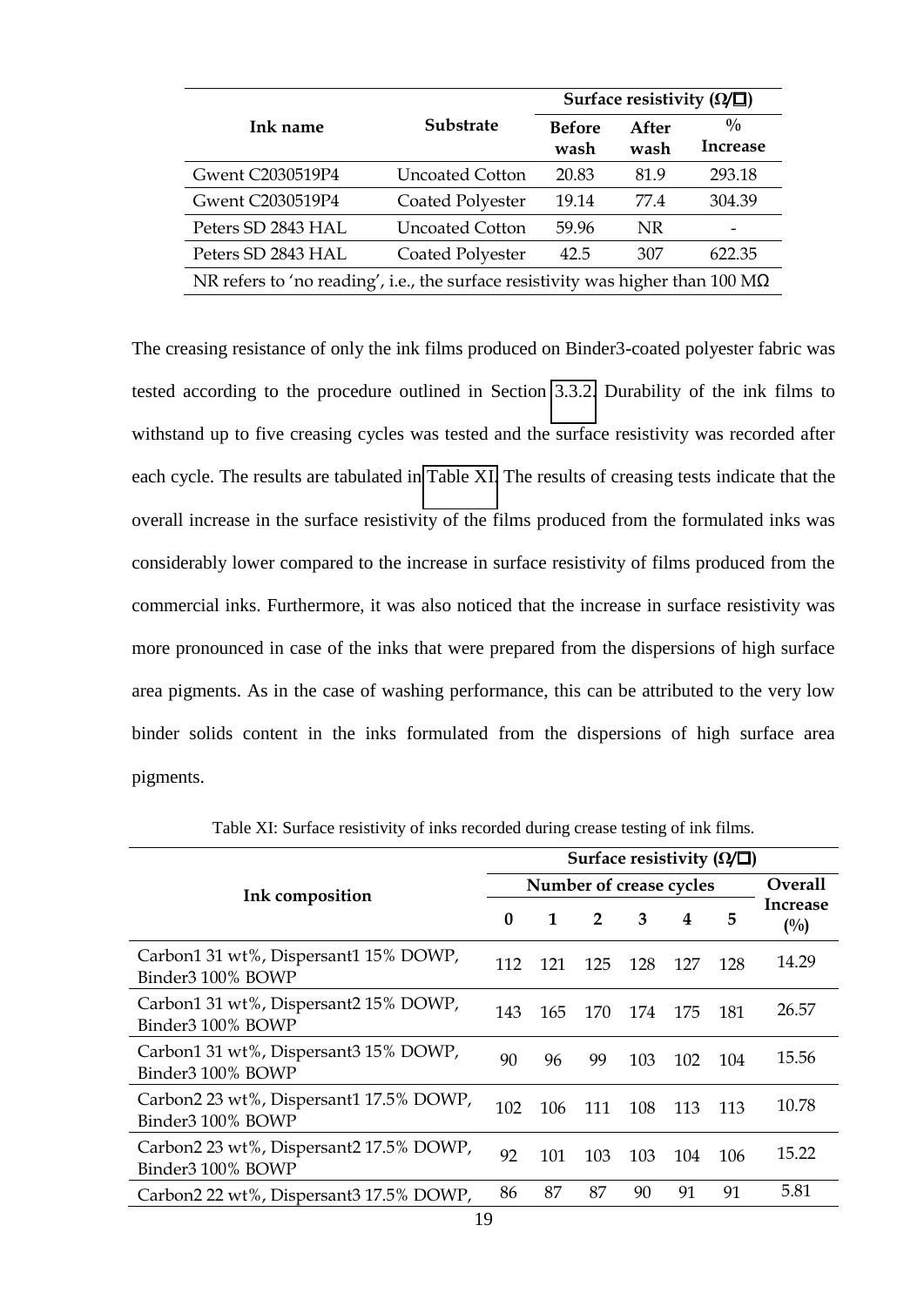| Ink name | Substrate | Surface resistivity (Ω/□) | | |
|---|---|---|---|---|
| | | Before wash | After wash | % Increase |
| Gwent C2030519P4 | Uncoated Cotton | 20.83 | 81.9 | 293.18 |
| Gwent C2030519P4 | Coated Polyester | 19.14 | 77.4 | 304.39 |
| Peters SD 2843 HAL | Uncoated Cotton | 59.96 | NR | - |
| Peters SD 2843 HAL | Coated Polyester | 42.5 | 307 | 622.35 |
| NR refers to 'no reading', i.e., the surface resistivity was higher than 100 MΩ | | | | |

The creasing resistance of only the ink films produced on Binder3-coated polyester fabric was tested according to the procedure outlined in Section 3.3.2. Durability of the ink films to withstand up to five creasing cycles was tested and the surface resistivity was recorded after each cycle. The results are tabulated in Table XI. The results of creasing tests indicate that the overall increase in the surface resistivity of the films produced from the formulated inks was considerably lower compared to the increase in surface resistivity of films produced from the commercial inks. Furthermore, it was also noticed that the increase in surface resistivity was more pronounced in case of the inks that were prepared from the dispersions of high surface area pigments. As in the case of washing performance, this can be attributed to the very low binder solids content in the inks formulated from the dispersions of high surface area pigments.

Table XI: Surface resistivity of inks recorded during crease testing of ink films.

| Ink composition | Surface resistivity (Ω/□) | | | | | | |
|---|---|---|---|---|---|---|---|
| | Number of crease cycles | | | | | | Overall Increase (%) |
| | 0 | 1 | 2 | 3 | 4 | 5 | |
| Carbon1 31 wt%, Dispersant1 15% DOWP, Binder3 100% BOWP | 112 | 121 | 125 | 128 | 127 | 128 | 14.29 |
| Carbon1 31 wt%, Dispersant2 15% DOWP, Binder3 100% BOWP | 143 | 165 | 170 | 174 | 175 | 181 | 26.57 |
| Carbon1 31 wt%, Dispersant3 15% DOWP, Binder3 100% BOWP | 90 | 96 | 99 | 103 | 102 | 104 | 15.56 |
| Carbon2 23 wt%, Dispersant1 17.5% DOWP, Binder3 100% BOWP | 102 | 106 | 111 | 108 | 113 | 113 | 10.78 |
| Carbon2 23 wt%, Dispersant2 17.5% DOWP, Binder3 100% BOWP | 92 | 101 | 103 | 103 | 104 | 106 | 15.22 |
| Carbon2 22 wt%, Dispersant3 17.5% DOWP, | 86 | 87 | 87 | 90 | 91 | 91 | 5.81 |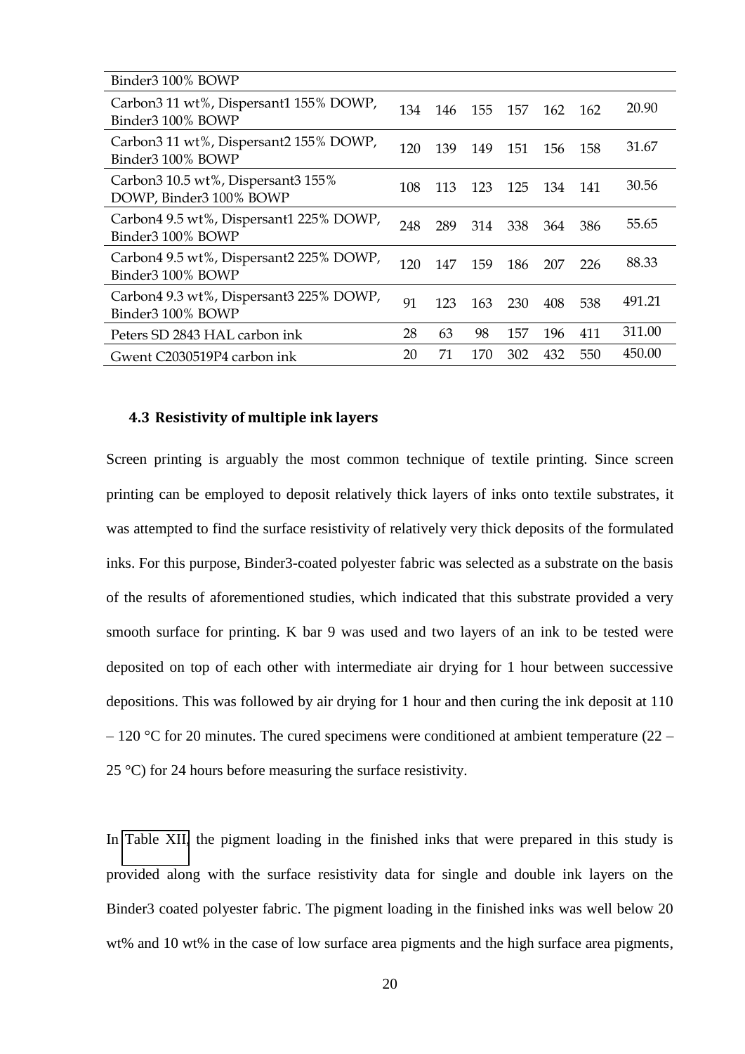| | | | | | | | |
|---|---|---|---|---|---|---|---|
| Binder3 100% BOWP | | | | | | | |
| Carbon3 11 wt%, Dispersant1 155% DOWP, Binder3 100% BOWP | 134 | 146 | 155 | 157 | 162 | 162 | 20.90 |
| Carbon3 11 wt%, Dispersant2 155% DOWP, Binder3 100% BOWP | 120 | 139 | 149 | 151 | 156 | 158 | 31.67 |
| Carbon3 10.5 wt%, Dispersant3 155% DOWP, Binder3 100% BOWP | 108 | 113 | 123 | 125 | 134 | 141 | 30.56 |
| Carbon4 9.5 wt%, Dispersant1 225% DOWP, Binder3 100% BOWP | 248 | 289 | 314 | 338 | 364 | 386 | 55.65 |
| Carbon4 9.5 wt%, Dispersant2 225% DOWP, Binder3 100% BOWP | 120 | 147 | 159 | 186 | 207 | 226 | 88.33 |
| Carbon4 9.3 wt%, Dispersant3 225% DOWP, Binder3 100% BOWP | 91 | 123 | 163 | 230 | 408 | 538 | 491.21 |
| Peters SD 2843 HAL carbon ink | 28 | 63 | 98 | 157 | 196 | 411 | 311.00 |
| Gwent C2030519P4 carbon ink | 20 | 71 | 170 | 302 | 432 | 550 | 450.00 |

### 4.3 Resistivity of multiple ink layers

Screen printing is arguably the most common technique of textile printing. Since screen printing can be employed to deposit relatively thick layers of inks onto textile substrates, it was attempted to find the surface resistivity of relatively very thick deposits of the formulated inks. For this purpose, Binder3-coated polyester fabric was selected as a substrate on the basis of the results of aforementioned studies, which indicated that this substrate provided a very smooth surface for printing. K bar 9 was used and two layers of an ink to be tested were deposited on top of each other with intermediate air drying for 1 hour between successive depositions. This was followed by air drying for 1 hour and then curing the ink deposit at 110 – 120 °C for 20 minutes. The cured specimens were conditioned at ambient temperature (22 – 25 °C) for 24 hours before measuring the surface resistivity.

In Table XII, the pigment loading in the finished inks that were prepared in this study is provided along with the surface resistivity data for single and double ink layers on the Binder3 coated polyester fabric. The pigment loading in the finished inks was well below 20 wt% and 10 wt% in the case of low surface area pigments and the high surface area pigments,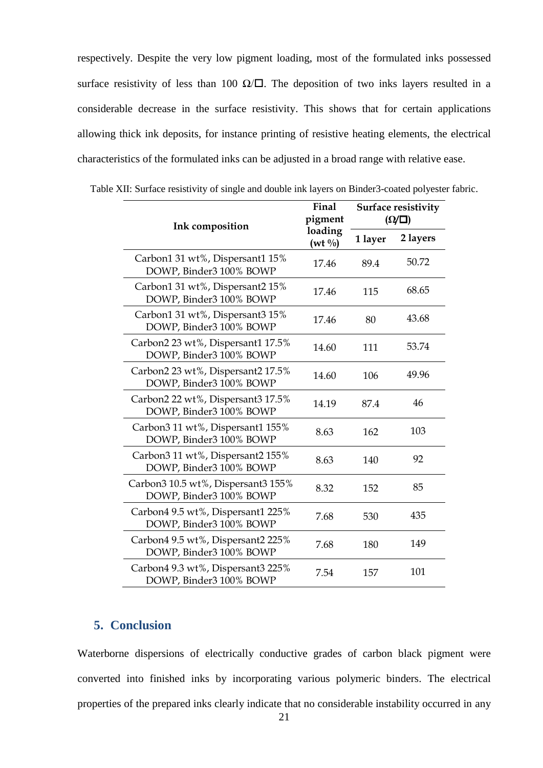respectively. Despite the very low pigment loading, most of the formulated inks possessed surface resistivity of less than 100 Ω/☐. The deposition of two inks layers resulted in a considerable decrease in the surface resistivity. This shows that for certain applications allowing thick ink deposits, for instance printing of resistive heating elements, the electrical characteristics of the formulated inks can be adjusted in a broad range with relative ease.

Table XII: Surface resistivity of single and double ink layers on Binder3-coated polyester fabric.

| Ink composition | Final pigment loading (wt %) | Surface resistivity (Ω/☐) | |
|---|---|---|---|
| | | 1 layer | 2 layers |
| Carbon1 31 wt%, Dispersant1 15% DOWP, Binder3 100% BOWP | 17.46 | 89.4 | 50.72 |
| Carbon1 31 wt%, Dispersant2 15% DOWP, Binder3 100% BOWP | 17.46 | 115 | 68.65 |
| Carbon1 31 wt%, Dispersant3 15% DOWP, Binder3 100% BOWP | 17.46 | 80 | 43.68 |
| Carbon2 23 wt%, Dispersant1 17.5% DOWP, Binder3 100% BOWP | 14.60 | 111 | 53.74 |
| Carbon2 23 wt%, Dispersant2 17.5% DOWP, Binder3 100% BOWP | 14.60 | 106 | 49.96 |
| Carbon2 22 wt%, Dispersant3 17.5% DOWP, Binder3 100% BOWP | 14.19 | 87.4 | 46 |
| Carbon3 11 wt%, Dispersant1 155% DOWP, Binder3 100% BOWP | 8.63 | 162 | 103 |
| Carbon3 11 wt%, Dispersant2 155% DOWP, Binder3 100% BOWP | 8.63 | 140 | 92 |
| Carbon3 10.5 wt%, Dispersant3 155% DOWP, Binder3 100% BOWP | 8.32 | 152 | 85 |
| Carbon4 9.5 wt%, Dispersant1 225% DOWP, Binder3 100% BOWP | 7.68 | 530 | 435 |
| Carbon4 9.5 wt%, Dispersant2 225% DOWP, Binder3 100% BOWP | 7.68 | 180 | 149 |
| Carbon4 9.3 wt%, Dispersant3 225% DOWP, Binder3 100% BOWP | 7.54 | 157 | 101 |

## 5. Conclusion

Waterborne dispersions of electrically conductive grades of carbon black pigment were converted into finished inks by incorporating various polymeric binders. The electrical properties of the prepared inks clearly indicate that no considerable instability occurred in any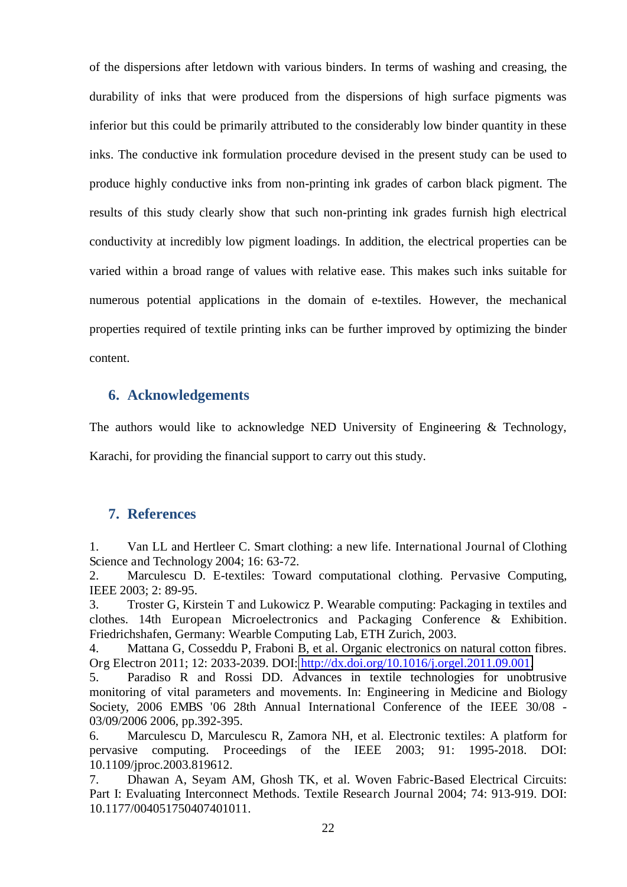of the dispersions after letdown with various binders. In terms of washing and creasing, the durability of inks that were produced from the dispersions of high surface pigments was inferior but this could be primarily attributed to the considerably low binder quantity in these inks. The conductive ink formulation procedure devised in the present study can be used to produce highly conductive inks from non-printing ink grades of carbon black pigment. The results of this study clearly show that such non-printing ink grades furnish high electrical conductivity at incredibly low pigment loadings. In addition, the electrical properties can be varied within a broad range of values with relative ease. This makes such inks suitable for numerous potential applications in the domain of e-textiles. However, the mechanical properties required of textile printing inks can be further improved by optimizing the binder content.

## 6. Acknowledgements

The authors would like to acknowledge NED University of Engineering & Technology, Karachi, for providing the financial support to carry out this study.

## 7. References

1. Van LL and Hertleer C. Smart clothing: a new life. International Journal of Clothing Science and Technology 2004; 16: 63-72.
2. Marculescu D. E-textiles: Toward computational clothing. Pervasive Computing, IEEE 2003; 2: 89-95.
3. Troster G, Kirstein T and Lukowicz P. Wearable computing: Packaging in textiles and clothes. 14th European Microelectronics and Packaging Conference & Exhibition. Friedrichshafen, Germany: Wearble Computing Lab, ETH Zurich, 2003.
4. Mattana G, Cosseddu P, Fraboni B, et al. Organic electronics on natural cotton fibres. Org Electron 2011; 12: 2033-2039. DOI: http://dx.doi.org/10.1016/j.orgel.2011.09.001.
5. Paradiso R and Rossi DD. Advances in textile technologies for unobtrusive monitoring of vital parameters and movements. In: Engineering in Medicine and Biology Society, 2006 EMBS '06 28th Annual International Conference of the IEEE 30/08 - 03/09/2006 2006, pp.392-395.
6. Marculescu D, Marculescu R, Zamora NH, et al. Electronic textiles: A platform for pervasive computing. Proceedings of the IEEE 2003; 91: 1995-2018. DOI: 10.1109/jproc.2003.819612.
7. Dhawan A, Seyam AM, Ghosh TK, et al. Woven Fabric-Based Electrical Circuits: Part I: Evaluating Interconnect Methods. Textile Research Journal 2004; 74: 913-919. DOI: 10.1177/004051750407401011.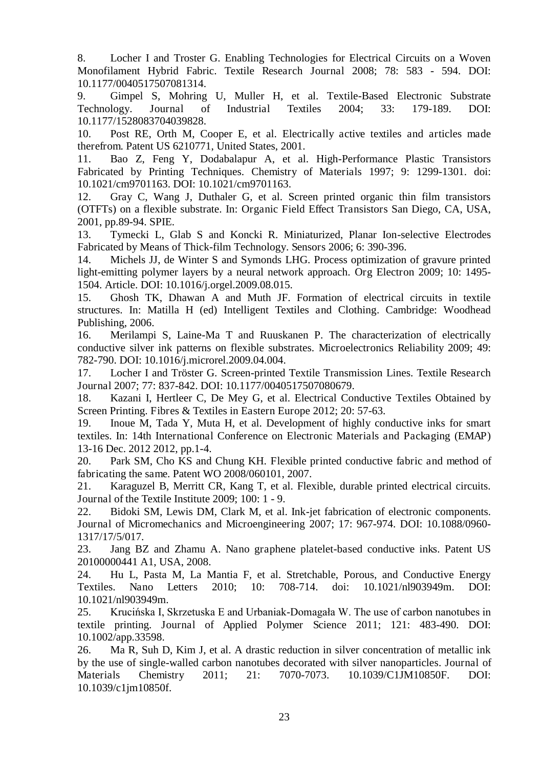8. Locher I and Troster G. Enabling Technologies for Electrical Circuits on a Woven Monofilament Hybrid Fabric. Textile Research Journal 2008; 78: 583 - 594. DOI: 10.1177/0040517507081314.
9. Gimpel S, Mohring U, Muller H, et al. Textile-Based Electronic Substrate Technology. Journal of Industrial Textiles 2004; 33: 179-189. DOI: 10.1177/1528083704039828.
10. Post RE, Orth M, Cooper E, et al. Electrically active textiles and articles made therefrom. Patent US 6210771, United States, 2001.
11. Bao Z, Feng Y, Dodabalapur A, et al. High-Performance Plastic Transistors Fabricated by Printing Techniques. Chemistry of Materials 1997; 9: 1299-1301. doi: 10.1021/cm9701163. DOI: 10.1021/cm9701163.
12. Gray C, Wang J, Duthaler G, et al. Screen printed organic thin film transistors (OTFTs) on a flexible substrate. In: Organic Field Effect Transistors San Diego, CA, USA, 2001, pp.89-94. SPIE.
13. Tymecki L, Glab S and Koncki R. Miniaturized, Planar Ion-selective Electrodes Fabricated by Means of Thick-film Technology. Sensors 2006; 6: 390-396.
14. Michels JJ, de Winter S and Symonds LHG. Process optimization of gravure printed light-emitting polymer layers by a neural network approach. Org Electron 2009; 10: 1495-1504. Article. DOI: 10.1016/j.orgel.2009.08.015.
15. Ghosh TK, Dhawan A and Muth JF. Formation of electrical circuits in textile structures. In: Matilla H (ed) Intelligent Textiles and Clothing. Cambridge: Woodhead Publishing, 2006.
16. Merilampi S, Laine-Ma T and Ruuskanen P. The characterization of electrically conductive silver ink patterns on flexible substrates. Microelectronics Reliability 2009; 49: 782-790. DOI: 10.1016/j.microrel.2009.04.004.
17. Locher I and Tröster G. Screen-printed Textile Transmission Lines. Textile Research Journal 2007; 77: 837-842. DOI: 10.1177/0040517507080679.
18. Kazani I, Hertleer C, De Mey G, et al. Electrical Conductive Textiles Obtained by Screen Printing. Fibres & Textiles in Eastern Europe 2012; 20: 57-63.
19. Inoue M, Tada Y, Muta H, et al. Development of highly conductive inks for smart textiles. In: 14th International Conference on Electronic Materials and Packaging (EMAP) 13-16 Dec. 2012 2012, pp.1-4.
20. Park SM, Cho KS and Chung KH. Flexible printed conductive fabric and method of fabricating the same. Patent WO 2008/060101, 2007.
21. Karaguzel B, Merritt CR, Kang T, et al. Flexible, durable printed electrical circuits. Journal of the Textile Institute 2009; 100: 1 - 9.
22. Bidoki SM, Lewis DM, Clark M, et al. Ink-jet fabrication of electronic components. Journal of Micromechanics and Microengineering 2007; 17: 967-974. DOI: 10.1088/0960-1317/17/5/017.
23. Jang BZ and Zhamu A. Nano graphene platelet-based conductive inks. Patent US 20100000441 A1, USA, 2008.
24. Hu L, Pasta M, La Mantia F, et al. Stretchable, Porous, and Conductive Energy Textiles. Nano Letters 2010; 10: 708-714. doi: 10.1021/nl903949m. DOI: 10.1021/nl903949m.
25. Krucińska I, Skrzetuska E and Urbaniak-Domagała W. The use of carbon nanotubes in textile printing. Journal of Applied Polymer Science 2011; 121: 483-490. DOI: 10.1002/app.33598.
26. Ma R, Suh D, Kim J, et al. A drastic reduction in silver concentration of metallic ink by the use of single-walled carbon nanotubes decorated with silver nanoparticles. Journal of Materials Chemistry 2011; 21: 7070-7073. 10.1039/C1JM10850F. DOI: 10.1039/c1jm10850f.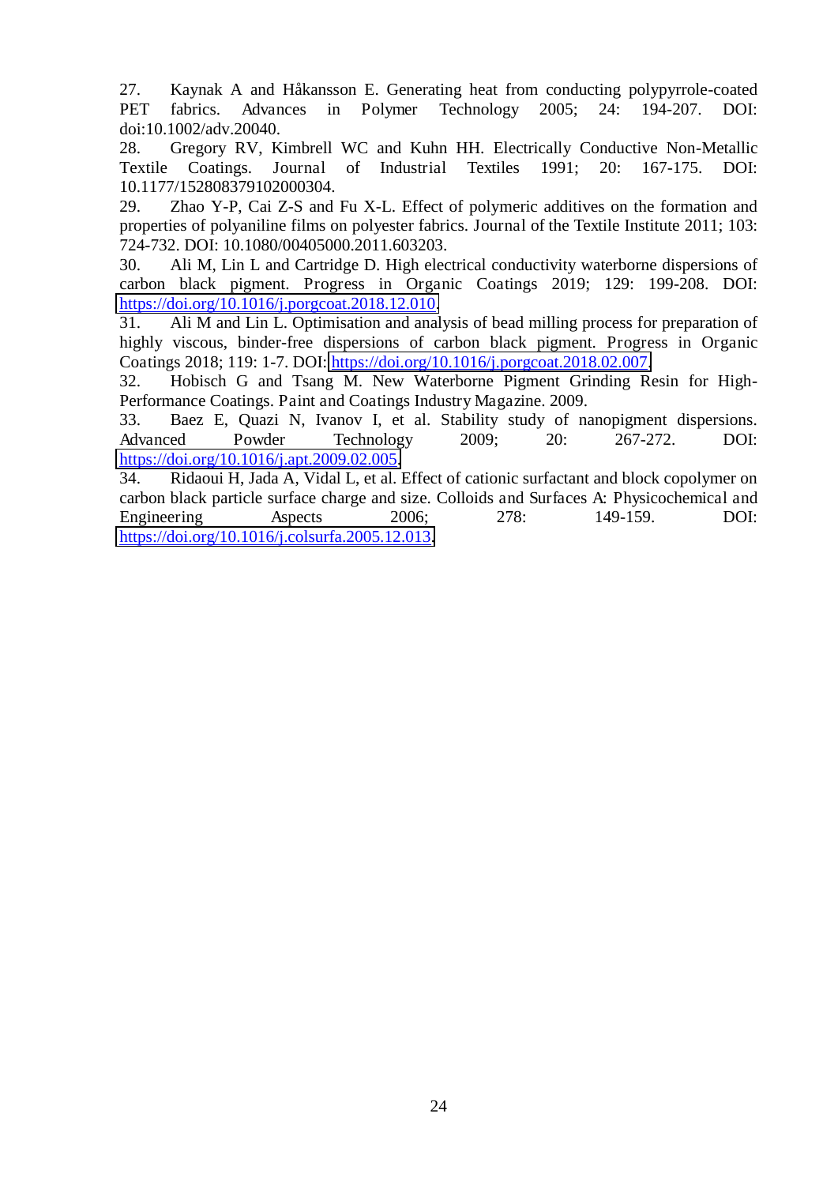27. Kaynak A and Håkansson E. Generating heat from conducting polypyrrole-coated PET fabrics. Advances in Polymer Technology 2005; 24: 194-207. DOI: doi:10.1002/adv.20040.
28. Gregory RV, Kimbrell WC and Kuhn HH. Electrically Conductive Non-Metallic Textile Coatings. Journal of Industrial Textiles 1991; 20: 167-175. DOI: 10.1177/152808379102000304.
29. Zhao Y-P, Cai Z-S and Fu X-L. Effect of polymeric additives on the formation and properties of polyaniline films on polyester fabrics. Journal of the Textile Institute 2011; 103: 724-732. DOI: 10.1080/00405000.2011.603203.
30. Ali M, Lin L and Cartridge D. High electrical conductivity waterborne dispersions of carbon black pigment. Progress in Organic Coatings 2019; 129: 199-208. DOI: https://doi.org/10.1016/j.porgcoat.2018.12.010.
31. Ali M and Lin L. Optimisation and analysis of bead milling process for preparation of highly viscous, binder-free dispersions of carbon black pigment. Progress in Organic Coatings 2018; 119: 1-7. DOI: https://doi.org/10.1016/j.porgcoat.2018.02.007.
32. Hobisch G and Tsang M. New Waterborne Pigment Grinding Resin for High-Performance Coatings. Paint and Coatings Industry Magazine. 2009.
33. Baez E, Quazi N, Ivanov I, et al. Stability study of nanopigment dispersions. Advanced Powder Technology 2009; 20: 267-272. DOI: https://doi.org/10.1016/j.apt.2009.02.005.
34. Ridaoui H, Jada A, Vidal L, et al. Effect of cationic surfactant and block copolymer on carbon black particle surface charge and size. Colloids and Surfaces A: Physicochemical and Engineering Aspects 2006; 278: 149-159. DOI: https://doi.org/10.1016/j.colsurfa.2005.12.013.